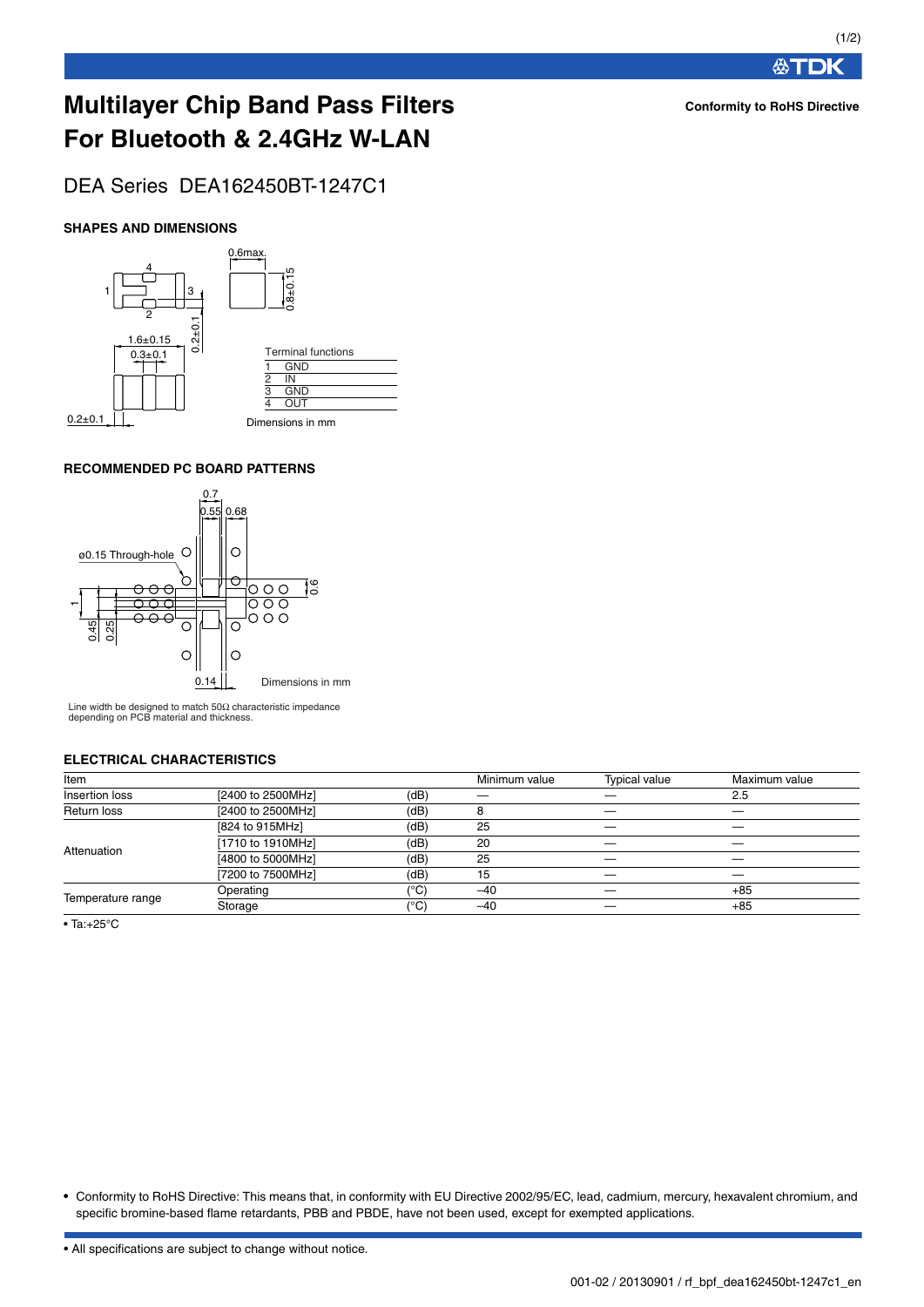# Multilayer Chip Band Pass Filters For Bluetooth & 2.4GHz W-LAN

**Conformity to RoHS Directive**

## DEA Series DEA162450BT-1247C1

### SHAPES AND DIMENSIONS

| Terminal functions | |
|---|---|
| 1 | GND |
| 2 | IN |
| 3 | GND |
| 4 | OUT |

Dimensions in mm

### RECOMMENDED PC BOARD PATTERNS

Dimensions in mm

Line width be designed to match 50Ω characteristic impedance depending on PCB material and thickness.

### ELECTRICAL CHARACTERISTICS

| Item | | | Minimum value | Typical value | Maximum value |
|---|---|---|---|---|---|
| Insertion loss | [2400 to 2500MHz] | (dB) | — | — | 2.5 |
| Return loss | [2400 to 2500MHz] | (dB) | 8 | — | — |
| Attenuation | [824 to 915MHz] | (dB) | 25 | — | — |
| | [1710 to 1910MHz] | (dB) | 20 | — | — |
| | [4800 to 5000MHz] | (dB) | 25 | — | — |
| | [7200 to 7500MHz] | (dB) | 15 | — | — |
| Temperature range | Operating | (°C) | –40 | — | +85 |
| | Storage | (°C) | –40 | — | +85 |

• Ta:+25°C

• Conformity to RoHS Directive: This means that, in conformity with EU Directive 2002/95/EC, lead, cadmium, mercury, hexavalent chromium, and specific bromine-based flame retardants, PBB and PBDE, have not been used, except for exempted applications.

• All specifications are subject to change without notice.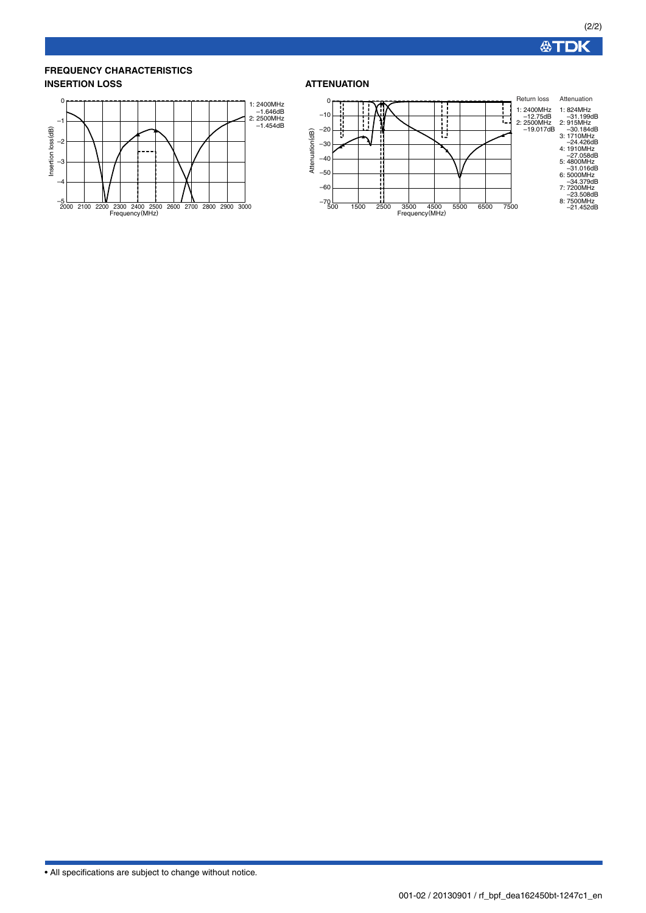## FREQUENCY CHARACTERISTICS

### INSERTION LOSS

0
–1
–2
–3
–4
–5
Insertion loss (dB)
2000 2100 2200 2300 2400 2500 2600 2700 2800 2900 3000
Frequency (MHz)

1: 2400MHz
–1.646dB
2: 2500MHz
–1.454dB

### ATTENUATION

0
–10
–20
–30
–40
–50
–60
–70
Attenuation (dB)
500 1500 2500 3500 4500 5500 6500 7500
Frequency (MHz)

Return loss
1: 2400MHz
–12.75dB
2: 2500MHz
–19.017dB

Attenuation
1: 824MHz
–31.199dB
2: 915MHz
–30.184dB
3: 1710MHz
–24.426dB
4: 1910MHz
–27.058dB
5: 4800MHz
–31.016dB
6: 5000MHz
–34.379dB
7: 7200MHz
–23.508dB
8: 7500MHz
–21.452dB

• All specifications are subject to change without notice.

001-02 / 20130901 / rf_bpf_dea162450bt-1247c1_en